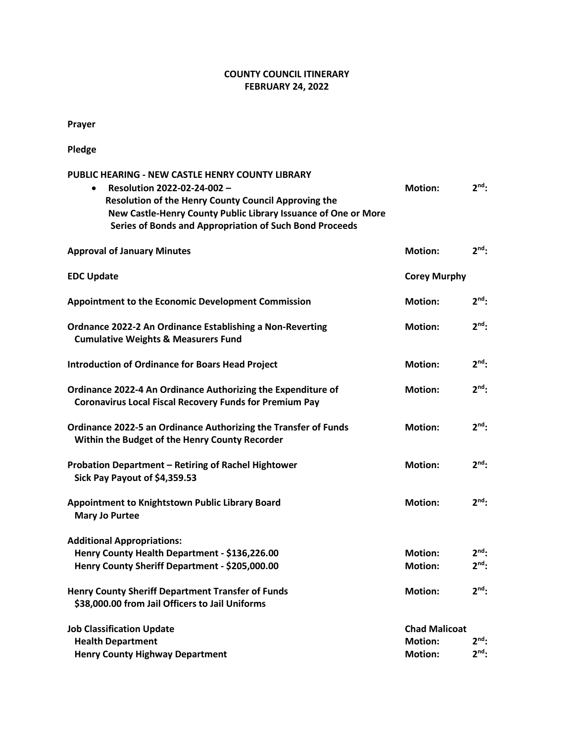# COUNTY COUNCIL ITINERARY
# FEBRUARY 24, 2022

**Prayer**

**Pledge**

**PUBLIC HEARING - NEW CASTLE HENRY COUNTY LIBRARY**

- **Resolution 2022-02-24-002 –** **Motion:** **2nd:**
  **Resolution of the Henry County Council Approving the New Castle-Henry County Public Library Issuance of One or More Series of Bonds and Appropriation of Such Bond Proceeds**

**Approval of January Minutes** **Motion:** **2nd:**

**EDC Update** **Corey Murphy**

**Appointment to the Economic Development Commission** **Motion:** **2nd:**

**Ordnance 2022-2 An Ordinance Establishing a Non-Reverting Cumulative Weights & Measurers Fund** **Motion:** **2nd:**

**Introduction of Ordinance for Boars Head Project** **Motion:** **2nd:**

**Ordinance 2022-4 An Ordinance Authorizing the Expenditure of Coronavirus Local Fiscal Recovery Funds for Premium Pay** **Motion:** **2nd:**

**Ordinance 2022-5 an Ordinance Authorizing the Transfer of Funds Within the Budget of the Henry County Recorder** **Motion:** **2nd:**

**Probation Department – Retiring of Rachel Hightower Sick Pay Payout of $4,359.53** **Motion:** **2nd:**

**Appointment to Knightstown Public Library Board Mary Jo Purtee** **Motion:** **2nd:**

**Additional Appropriations:**
**Henry County Health Department - $136,226.00** **Motion:** **2nd:**
**Henry County Sheriff Department - $205,000.00** **Motion:** **2nd:**

**Henry County Sheriff Department Transfer of Funds $38,000.00 from Jail Officers to Jail Uniforms** **Motion:** **2nd:**

**Job Classification Update** **Chad Malicoat**
**Health Department** **Motion:** **2nd:**
**Henry County Highway Department** **Motion:** **2nd:**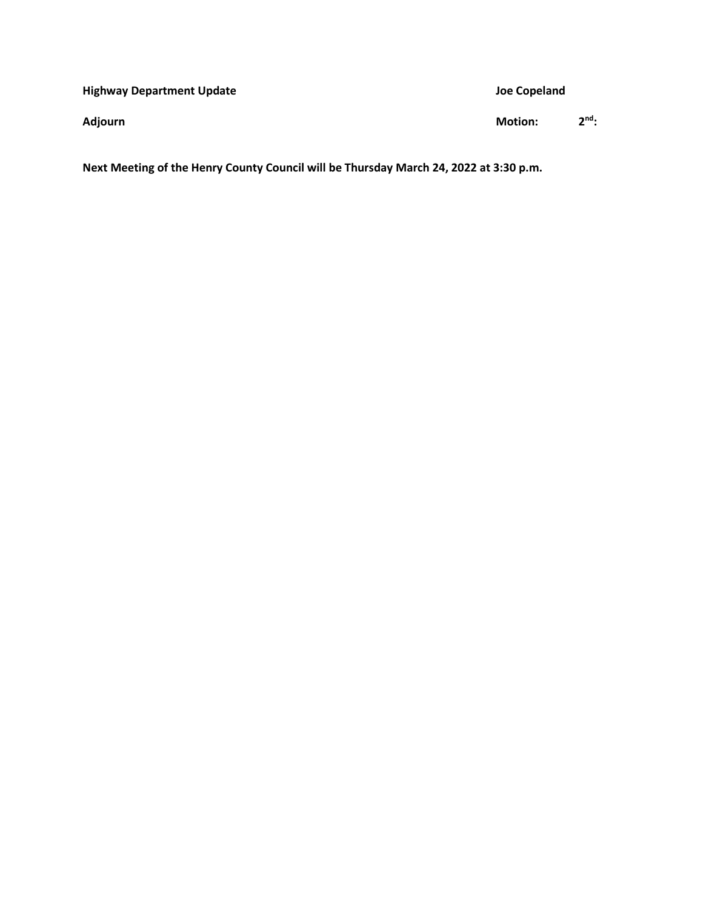**Highway Department Update** **Joe Copeland**

**Adjourn** **Motion: $2^{nd}$:**

**Next Meeting of the Henry County Council will be Thursday March 24, 2022 at 3:30 p.m.**